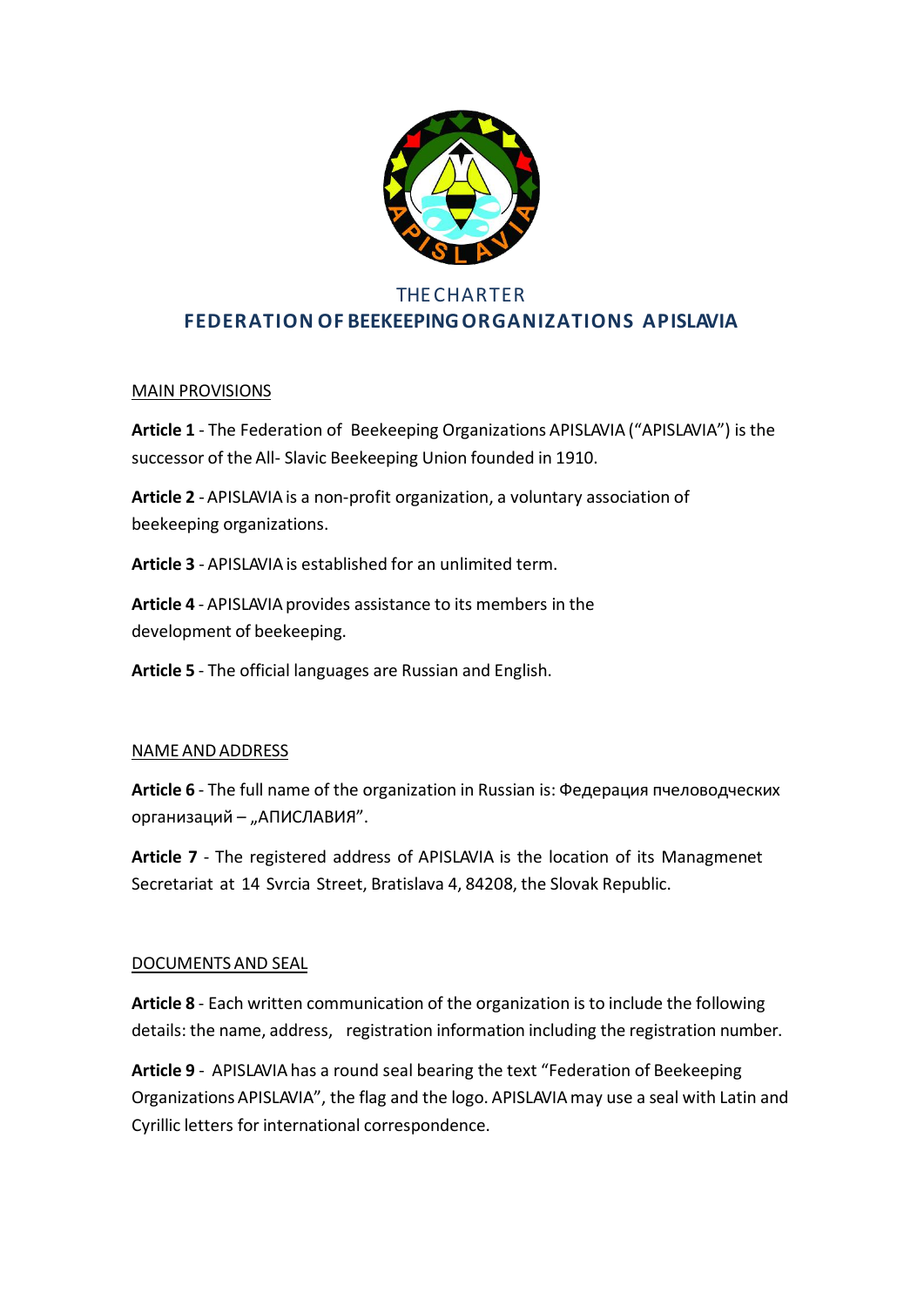# THE CHARTER

## FEDERATION OF BEEKEEPING ORGANIZATIONS APISLAVIA

MAIN PROVISIONS

**Article 1** - The Federation of Beekeeping Organizations APISLAVIA ("APISLAVIA") is the successor of the All- Slavic Beekeeping Union founded in 1910.

**Article 2** - APISLAVIA is a non-profit organization, a voluntary association of beekeeping organizations.

**Article 3** - APISLAVIA is established for an unlimited term.

**Article 4** - APISLAVIA provides assistance to its members in the development of beekeeping.

**Article 5** - The official languages are Russian and English.

NAME AND ADDRESS

**Article 6** - The full name of the organization in Russian is: Федерация пчеловодческих организаций – „АПИСЛАВИЯ".

**Article 7** - The registered address of APISLAVIA is the location of its Managmenet Secretariat at 14 Svrcia Street, Bratislava 4, 84208, the Slovak Republic.

DOCUMENTS AND SEAL

**Article 8** - Each written communication of the organization is to include the following details: the name, address, registration information including the registration number.

**Article 9** - APISLAVIA has a round seal bearing the text "Federation of Beekeeping Organizations APISLAVIA", the flag and the logo. APISLAVIA may use a seal with Latin and Cyrillic letters for international correspondence.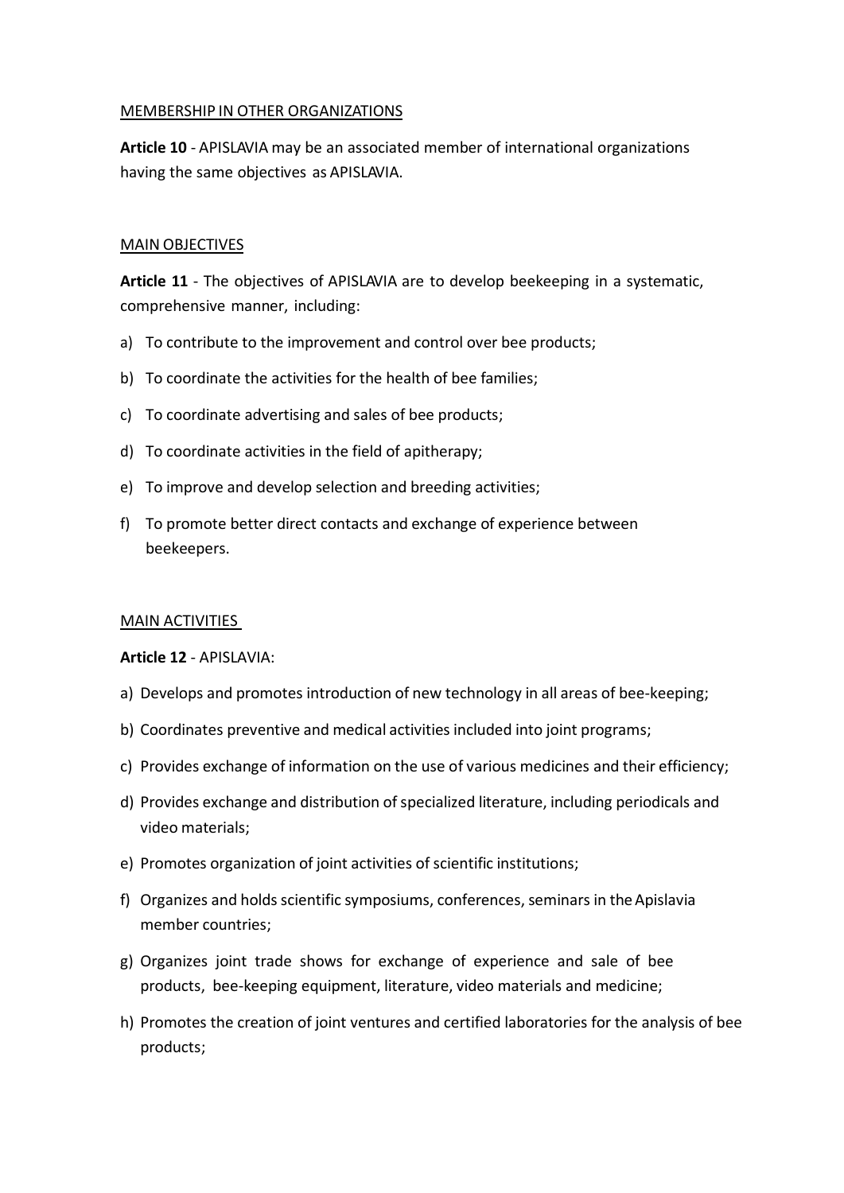MEMBERSHIP IN OTHER ORGANIZATIONS

**Article 10** - APISLAVIA may be an associated member of international organizations having the same objectives as APISLAVIA.

MAIN OBJECTIVES

**Article 11** - The objectives of APISLAVIA are to develop beekeeping in a systematic, comprehensive manner, including:

a) To contribute to the improvement and control over bee products;

b) To coordinate the activities for the health of bee families;

c) To coordinate advertising and sales of bee products;

d) To coordinate activities in the field of apitherapy;

e) To improve and develop selection and breeding activities;

f) To promote better direct contacts and exchange of experience between beekeepers.

MAIN ACTIVITIES

**Article 12** - APISLAVIA:

a) Develops and promotes introduction of new technology in all areas of bee-keeping;

b) Coordinates preventive and medical activities included into joint programs;

c) Provides exchange of information on the use of various medicines and their efficiency;

d) Provides exchange and distribution of specialized literature, including periodicals and video materials;

e) Promotes organization of joint activities of scientific institutions;

f) Organizes and holds scientific symposiums, conferences, seminars in the Apislavia member countries;

g) Organizes joint trade shows for exchange of experience and sale of bee products, bee-keeping equipment, literature, video materials and medicine;

h) Promotes the creation of joint ventures and certified laboratories for the analysis of bee products;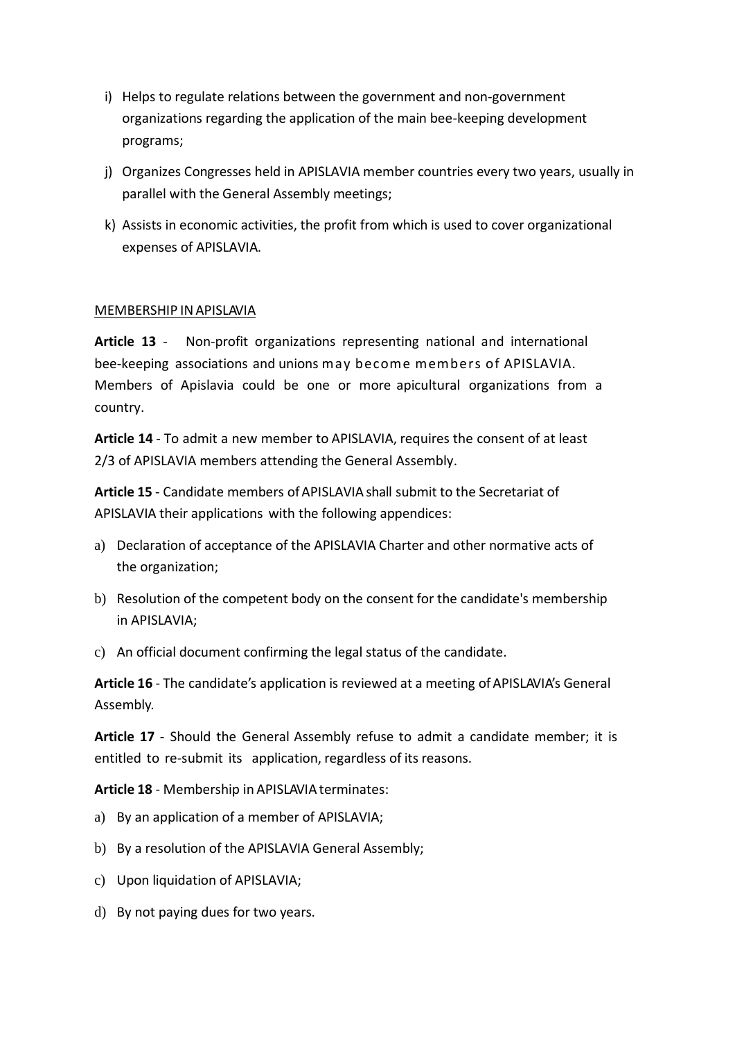i) Helps to regulate relations between the government and non-government organizations regarding the application of the main bee-keeping development programs;

j) Organizes Congresses held in APISLAVIA member countries every two years, usually in parallel with the General Assembly meetings;

k) Assists in economic activities, the profit from which is used to cover organizational expenses of APISLAVIA.

MEMBERSHIP IN APISLAVIA

**Article 13** - Non-profit organizations representing national and international bee-keeping associations and unions may become members of APISLAVIA. Members of Apislavia could be one or more apicultural organizations from a country.

**Article 14** - To admit a new member to APISLAVIA, requires the consent of at least 2/3 of APISLAVIA members attending the General Assembly.

**Article 15** - Candidate members of APISLAVIA shall submit to the Secretariat of APISLAVIA their applications with the following appendices:

a) Declaration of acceptance of the APISLAVIA Charter and other normative acts of the organization;

b) Resolution of the competent body on the consent for the candidate's membership in APISLAVIA;

c) An official document confirming the legal status of the candidate.

**Article 16** - The candidate's application is reviewed at a meeting of APISLAVIA's General Assembly.

**Article 17** - Should the General Assembly refuse to admit a candidate member; it is entitled to re-submit its application, regardless of its reasons.

**Article 18** - Membership in APISLAVIA terminates:

a) By an application of a member of APISLAVIA;

b) By a resolution of the APISLAVIA General Assembly;

c) Upon liquidation of APISLAVIA;

d) By not paying dues for two years.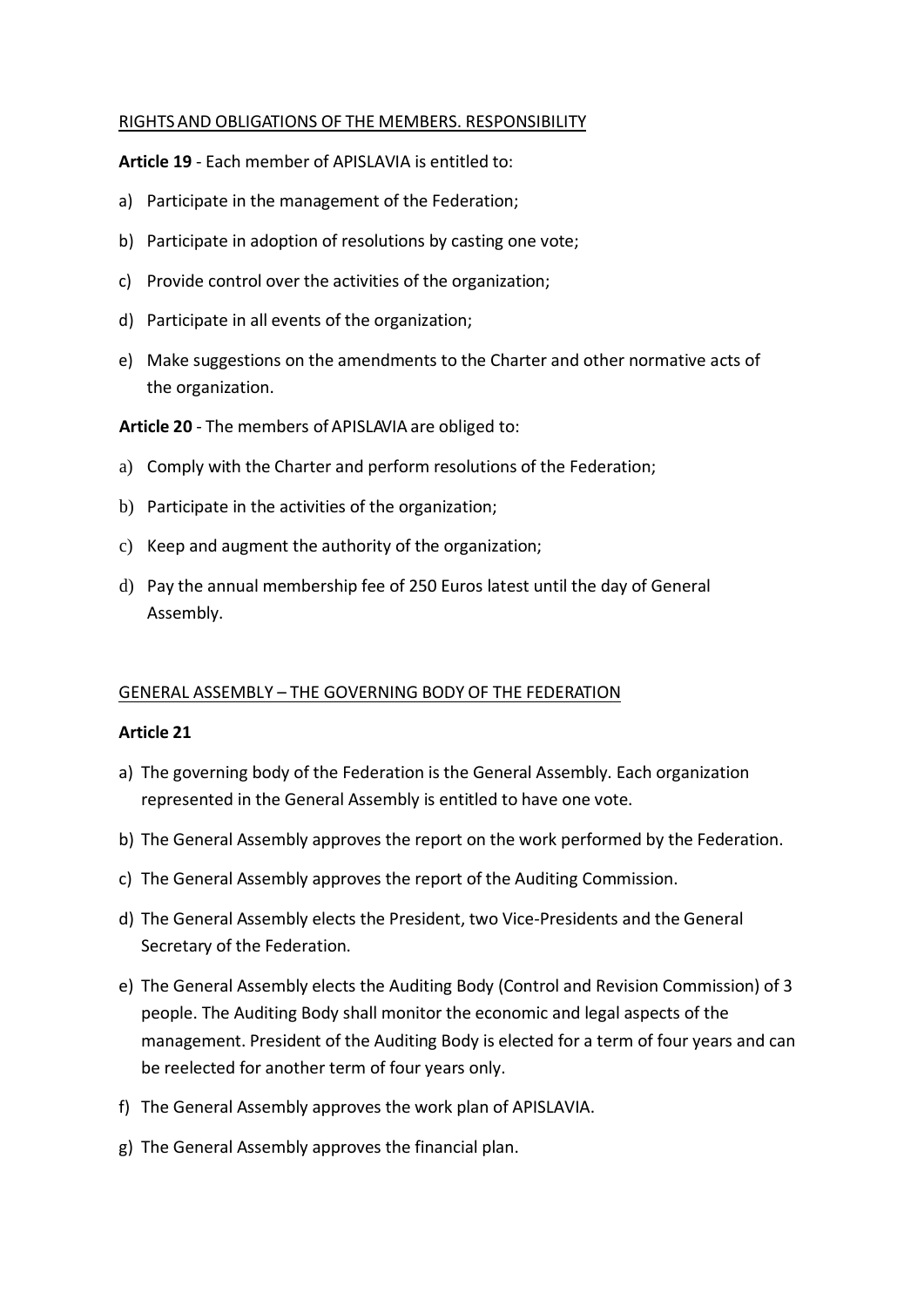RIGHTS AND OBLIGATIONS OF THE MEMBERS. RESPONSIBILITY

**Article 19** - Each member of APISLAVIA is entitled to:

a) Participate in the management of the Federation;

b) Participate in adoption of resolutions by casting one vote;

c) Provide control over the activities of the organization;

d) Participate in all events of the organization;

e) Make suggestions on the amendments to the Charter and other normative acts of the organization.

**Article 20** - The members of APISLAVIA are obliged to:

a) Comply with the Charter and perform resolutions of the Federation;

b) Participate in the activities of the organization;

c) Keep and augment the authority of the organization;

d) Pay the annual membership fee of 250 Euros latest until the day of General Assembly.

GENERAL ASSEMBLY – THE GOVERNING BODY OF THE FEDERATION

**Article 21**

a) The governing body of the Federation is the General Assembly. Each organization represented in the General Assembly is entitled to have one vote.

b) The General Assembly approves the report on the work performed by the Federation.

c) The General Assembly approves the report of the Auditing Commission.

d) The General Assembly elects the President, two Vice-Presidents and the General Secretary of the Federation.

e) The General Assembly elects the Auditing Body (Control and Revision Commission) of 3 people. The Auditing Body shall monitor the economic and legal aspects of the management. President of the Auditing Body is elected for a term of four years and can be reelected for another term of four years only.

f) The General Assembly approves the work plan of APISLAVIA.

g) The General Assembly approves the financial plan.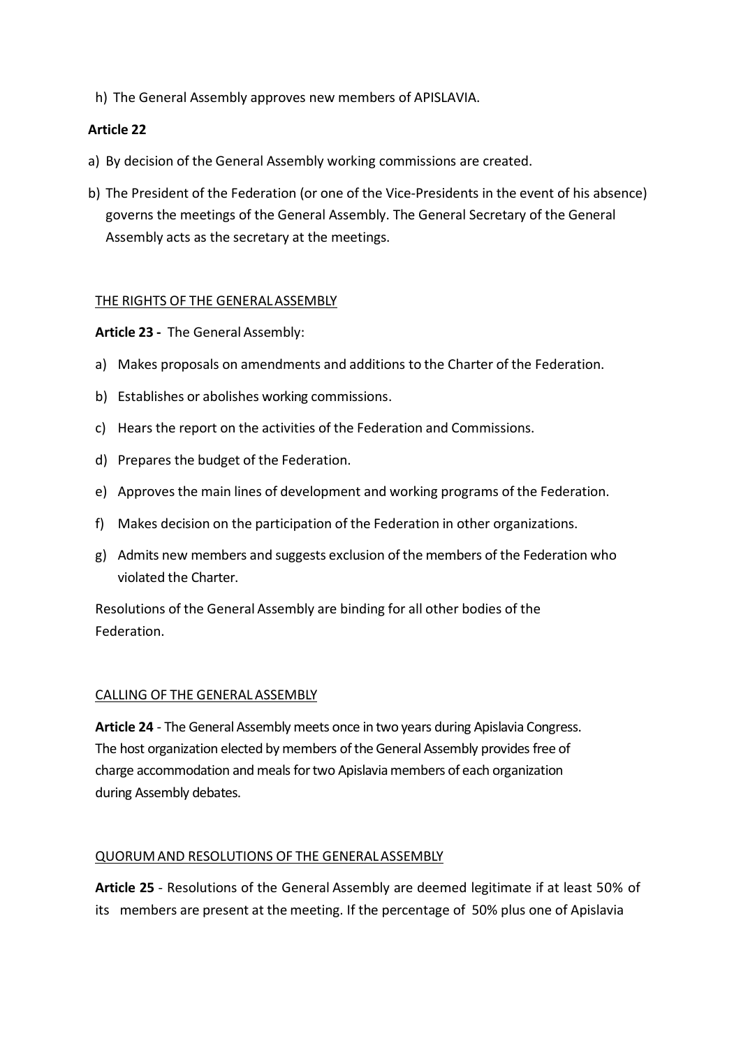h) The General Assembly approves new members of APISLAVIA.

**Article 22**

a) By decision of the General Assembly working commissions are created.

b) The President of the Federation (or one of the Vice-Presidents in the event of his absence) governs the meetings of the General Assembly. The General Secretary of the General Assembly acts as the secretary at the meetings.

THE RIGHTS OF THE GENERAL ASSEMBLY

**Article 23 -** The General Assembly:

a) Makes proposals on amendments and additions to the Charter of the Federation.

b) Establishes or abolishes working commissions.

c) Hears the report on the activities of the Federation and Commissions.

d) Prepares the budget of the Federation.

e) Approves the main lines of development and working programs of the Federation.

f) Makes decision on the participation of the Federation in other organizations.

g) Admits new members and suggests exclusion of the members of the Federation who violated the Charter.

Resolutions of the General Assembly are binding for all other bodies of the Federation.

CALLING OF THE GENERAL ASSEMBLY

**Article 24** - The General Assembly meets once in two years during Apislavia Congress. The host organization elected by members of the General Assembly provides free of charge accommodation and meals for two Apislavia members of each organization during Assembly debates.

QUORUM AND RESOLUTIONS OF THE GENERAL ASSEMBLY

**Article 25** - Resolutions of the General Assembly are deemed legitimate if at least 50% of its members are present at the meeting. If the percentage of 50% plus one of Apislavia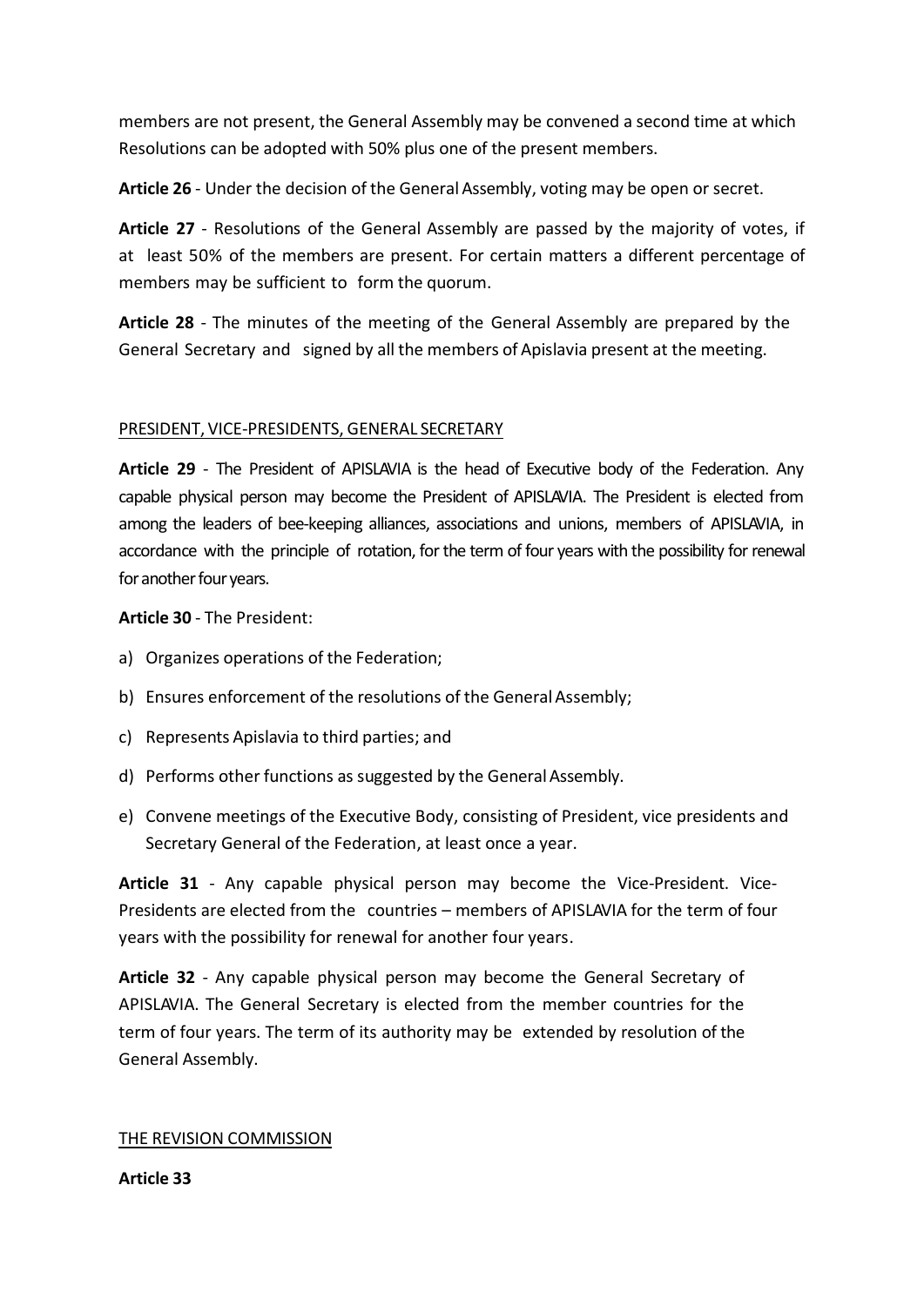members are not present, the General Assembly may be convened a second time at which Resolutions can be adopted with 50% plus one of the present members.

**Article 26** - Under the decision of the General Assembly, voting may be open or secret.

**Article 27** - Resolutions of the General Assembly are passed by the majority of votes, if at least 50% of the members are present. For certain matters a different percentage of members may be sufficient to form the quorum.

**Article 28** - The minutes of the meeting of the General Assembly are prepared by the General Secretary and signed by all the members of Apislavia present at the meeting.

PRESIDENT, VICE-PRESIDENTS, GENERAL SECRETARY

**Article 29** - The President of APISLAVIA is the head of Executive body of the Federation. Any capable physical person may become the President of APISLAVIA. The President is elected from among the leaders of bee-keeping alliances, associations and unions, members of APISLAVIA, in accordance with the principle of rotation, for the term of four years with the possibility for renewal for another four years.

**Article 30** - The President:

a) Organizes operations of the Federation;

b) Ensures enforcement of the resolutions of the General Assembly;

c) Represents Apislavia to third parties; and

d) Performs other functions as suggested by the General Assembly.

e) Convene meetings of the Executive Body, consisting of President, vice presidents and Secretary General of the Federation, at least once a year.

**Article 31** - Any capable physical person may become the Vice-President. Vice-Presidents are elected from the countries – members of APISLAVIA for the term of four years with the possibility for renewal for another four years.

**Article 32** - Any capable physical person may become the General Secretary of APISLAVIA. The General Secretary is elected from the member countries for the term of four years. The term of its authority may be extended by resolution of the General Assembly.

THE REVISION COMMISSION

**Article 33**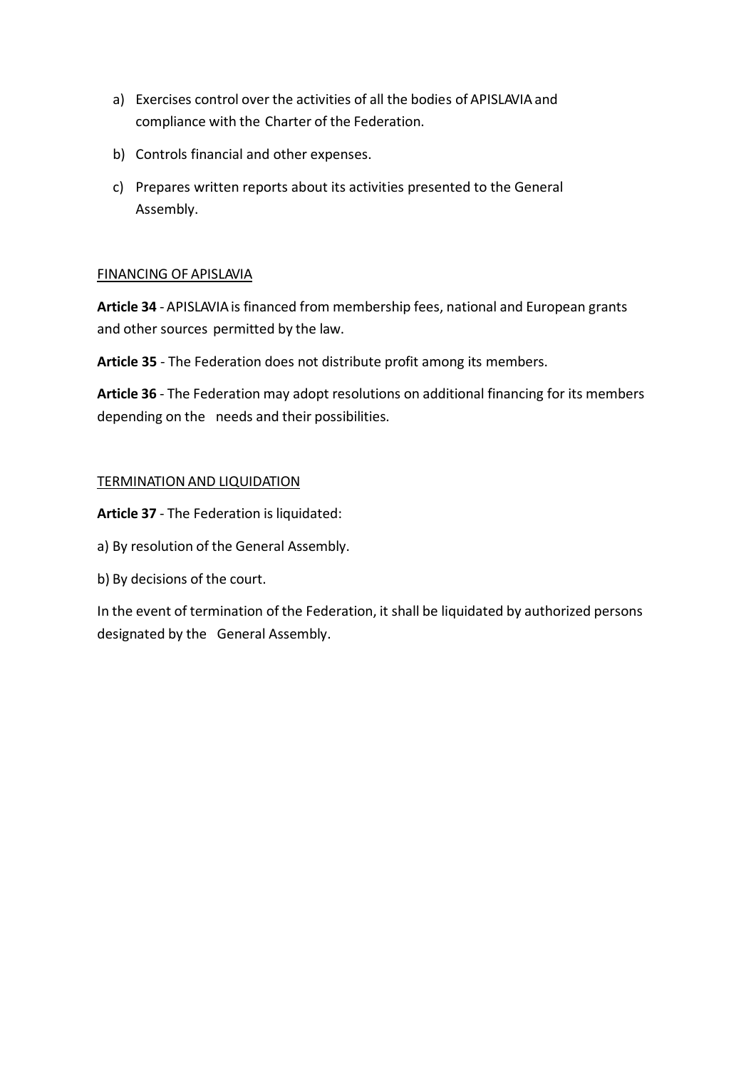a) Exercises control over the activities of all the bodies of APISLAVIA and compliance with the Charter of the Federation.

b) Controls financial and other expenses.

c) Prepares written reports about its activities presented to the General Assembly.

## FINANCING OF APISLAVIA

**Article 34** - APISLAVIA is financed from membership fees, national and European grants and other sources permitted by the law.

**Article 35** - The Federation does not distribute profit among its members.

**Article 36** - The Federation may adopt resolutions on additional financing for its members depending on the needs and their possibilities.

## TERMINATION AND LIQUIDATION

**Article 37** - The Federation is liquidated:

a) By resolution of the General Assembly.

b) By decisions of the court.

In the event of termination of the Federation, it shall be liquidated by authorized persons designated by the General Assembly.